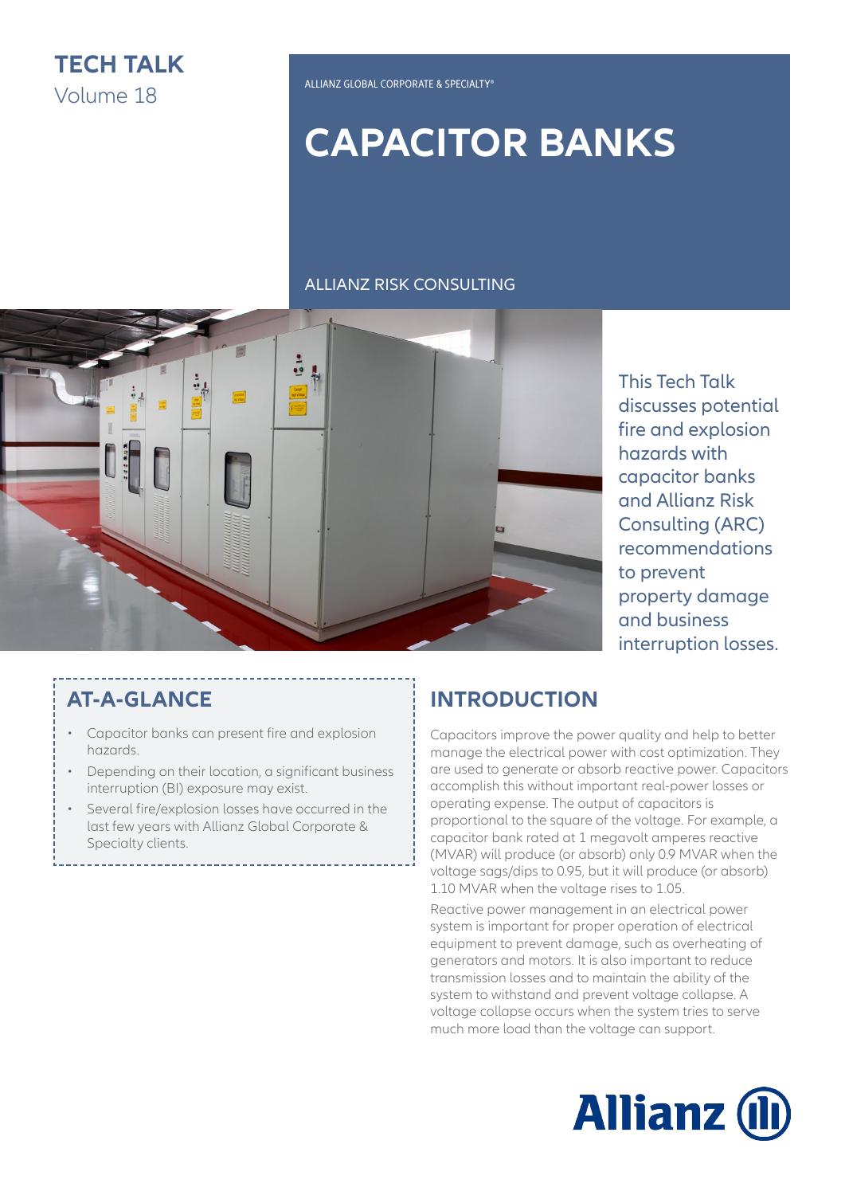# TECH TALK

Volume 18

ALLIANZ GLOBAL CORPORATE & SPECIALTY®

# CAPACITOR BANKS

ALLIANZ RISK CONSULTING

This Tech Talk discusses potential fire and explosion hazards with capacitor banks and Allianz Risk Consulting (ARC) recommendations to prevent property damage and business interruption losses.

## AT-A-GLANCE

- Capacitor banks can present fire and explosion hazards.
- Depending on their location, a significant business interruption (BI) exposure may exist.
- Several fire/explosion losses have occurred in the last few years with Allianz Global Corporate & Specialty clients.

## INTRODUCTION

Capacitors improve the power quality and help to better manage the electrical power with cost optimization. They are used to generate or absorb reactive power. Capacitors accomplish this without important real-power losses or operating expense. The output of capacitors is proportional to the square of the voltage. For example, a capacitor bank rated at 1 megavolt amperes reactive (MVAR) will produce (or absorb) only 0.9 MVAR when the voltage sags/dips to 0.95, but it will produce (or absorb) 1.10 MVAR when the voltage rises to 1.05.

Reactive power management in an electrical power system is important for proper operation of electrical equipment to prevent damage, such as overheating of generators and motors. It is also important to reduce transmission losses and to maintain the ability of the system to withstand and prevent voltage collapse. A voltage collapse occurs when the system tries to serve much more load than the voltage can support.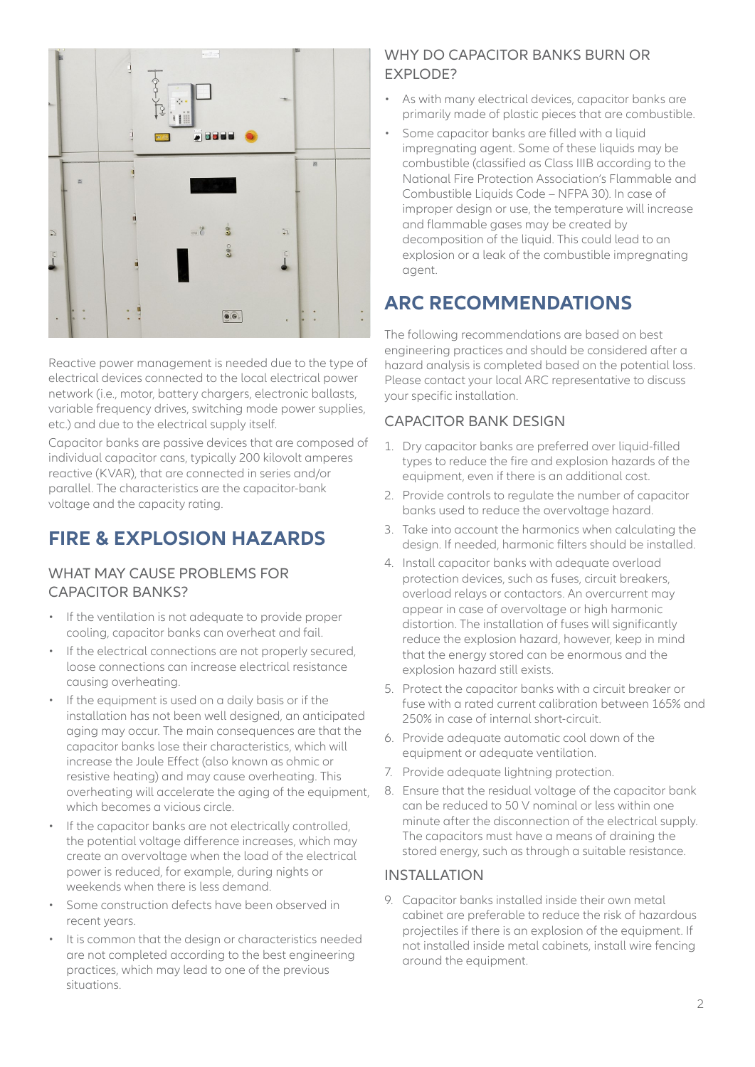Reactive power management is needed due to the type of electrical devices connected to the local electrical power network (i.e., motor, battery chargers, electronic ballasts, variable frequency drives, switching mode power supplies, etc.) and due to the electrical supply itself.

Capacitor banks are passive devices that are composed of individual capacitor cans, typically 200 kilovolt amperes reactive (KVAR), that are connected in series and/or parallel. The characteristics are the capacitor-bank voltage and the capacity rating.

## FIRE & EXPLOSION HAZARDS

### WHAT MAY CAUSE PROBLEMS FOR CAPACITOR BANKS?

- If the ventilation is not adequate to provide proper cooling, capacitor banks can overheat and fail.
- If the electrical connections are not properly secured, loose connections can increase electrical resistance causing overheating.
- If the equipment is used on a daily basis or if the installation has not been well designed, an anticipated aging may occur. The main consequences are that the capacitor banks lose their characteristics, which will increase the Joule Effect (also known as ohmic or resistive heating) and may cause overheating. This overheating will accelerate the aging of the equipment, which becomes a vicious circle.
- If the capacitor banks are not electrically controlled, the potential voltage difference increases, which may create an overvoltage when the load of the electrical power is reduced, for example, during nights or weekends when there is less demand.
- Some construction defects have been observed in recent years.
- It is common that the design or characteristics needed are not completed according to the best engineering practices, which may lead to one of the previous situations.

### WHY DO CAPACITOR BANKS BURN OR EXPLODE?

- As with many electrical devices, capacitor banks are primarily made of plastic pieces that are combustible.
- Some capacitor banks are filled with a liquid impregnating agent. Some of these liquids may be combustible (classified as Class IIIB according to the National Fire Protection Association's Flammable and Combustible Liquids Code – NFPA 30). In case of improper design or use, the temperature will increase and flammable gases may be created by decomposition of the liquid. This could lead to an explosion or a leak of the combustible impregnating agent.

## ARC RECOMMENDATIONS

The following recommendations are based on best engineering practices and should be considered after a hazard analysis is completed based on the potential loss. Please contact your local ARC representative to discuss your specific installation.

### CAPACITOR BANK DESIGN

1. Dry capacitor banks are preferred over liquid-filled types to reduce the fire and explosion hazards of the equipment, even if there is an additional cost.
2. Provide controls to regulate the number of capacitor banks used to reduce the overvoltage hazard.
3. Take into account the harmonics when calculating the design. If needed, harmonic filters should be installed.
4. Install capacitor banks with adequate overload protection devices, such as fuses, circuit breakers, overload relays or contactors. An overcurrent may appear in case of overvoltage or high harmonic distortion. The installation of fuses will significantly reduce the explosion hazard, however, keep in mind that the energy stored can be enormous and the explosion hazard still exists.
5. Protect the capacitor banks with a circuit breaker or fuse with a rated current calibration between 165% and 250% in case of internal short-circuit.
6. Provide adequate automatic cool down of the equipment or adequate ventilation.
7. Provide adequate lightning protection.
8. Ensure that the residual voltage of the capacitor bank can be reduced to 50 V nominal or less within one minute after the disconnection of the electrical supply. The capacitors must have a means of draining the stored energy, such as through a suitable resistance.

### INSTALLATION

9. Capacitor banks installed inside their own metal cabinet are preferable to reduce the risk of hazardous projectiles if there is an explosion of the equipment. If not installed inside metal cabinets, install wire fencing around the equipment.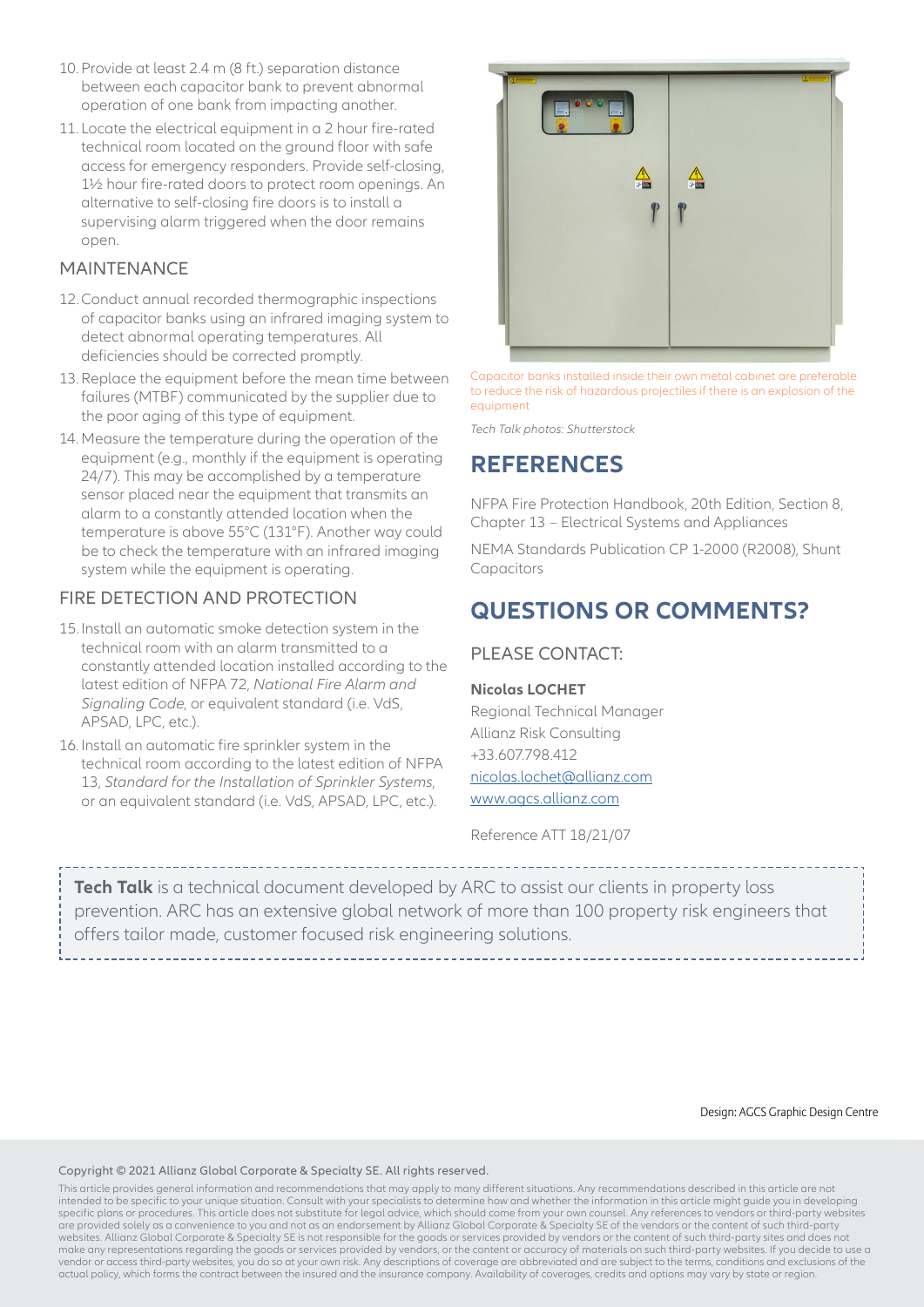10. Provide at least 2.4 m (8 ft.) separation distance between each capacitor bank to prevent abnormal operation of one bank from impacting another.
11. Locate the electrical equipment in a 2 hour fire-rated technical room located on the ground floor with safe access for emergency responders. Provide self-closing, 1½ hour fire-rated doors to protect room openings. An alternative to self-closing fire doors is to install a supervising alarm triggered when the door remains open.

### MAINTENANCE

12. Conduct annual recorded thermographic inspections of capacitor banks using an infrared imaging system to detect abnormal operating temperatures. All deficiencies should be corrected promptly.
13. Replace the equipment before the mean time between failures (MTBF) communicated by the supplier due to the poor aging of this type of equipment.
14. Measure the temperature during the operation of the equipment (e.g., monthly if the equipment is operating 24/7). This may be accomplished by a temperature sensor placed near the equipment that transmits an alarm to a constantly attended location when the temperature is above 55°C (131°F). Another way could be to check the temperature with an infrared imaging system while the equipment is operating.

### FIRE DETECTION AND PROTECTION

15. Install an automatic smoke detection system in the technical room with an alarm transmitted to a constantly attended location installed according to the latest edition of NFPA 72, *National Fire Alarm and Signaling Code*, or equivalent standard (i.e. VdS, APSAD, LPC, etc.).
16. Install an automatic fire sprinkler system in the technical room according to the latest edition of NFPA 13, *Standard for the Installation of Sprinkler Systems*, or an equivalent standard (i.e. VdS, APSAD, LPC, etc.).

Capacitor banks installed inside their own metal cabinet are preferable to reduce the risk of hazardous projectiles if there is an explosion of the equipment

*Tech Talk photos: Shutterstock*

## REFERENCES

NFPA Fire Protection Handbook, 20th Edition, Section 8, Chapter 13 – Electrical Systems and Appliances

NEMA Standards Publication CP 1-2000 (R2008), Shunt Capacitors

## QUESTIONS OR COMMENTS?

PLEASE CONTACT:

**Nicolas LOCHET**
Regional Technical Manager
Allianz Risk Consulting
+33.607.798.412
nicolas.lochet@allianz.com
www.agcs.allianz.com

Reference ATT 18/21/07

**Tech Talk** is a technical document developed by ARC to assist our clients in property loss prevention. ARC has an extensive global network of more than 100 property risk engineers that offers tailor made, customer focused risk engineering solutions.

Design: AGCS Graphic Design Centre

Copyright © 2021 Allianz Global Corporate & Specialty SE. All rights reserved.

This article provides general information and recommendations that may apply to many different situations. Any recommendations described in this article are not intended to be specific to your unique situation. Consult with your specialists to determine how and whether the information in this article might guide you in developing specific plans or procedures. This article does not substitute for legal advice, which should come from your own counsel. Any references to vendors or third-party websites are provided solely as a convenience to you and not as an endorsement by Allianz Global Corporate & Specialty SE of the vendors or the content of such third-party websites. Allianz Global Corporate & Specialty SE is not responsible for the goods or services provided by vendors or the content of such third-party sites and does not make any representations regarding the goods or services provided by vendors, or the content or accuracy of materials on such third-party websites. If you decide to use a vendor or access third-party websites, you do so at your own risk. Any descriptions of coverage are abbreviated and are subject to the terms, conditions and exclusions of the actual policy, which forms the contract between the insured and the insurance company. Availability of coverages, credits and options may vary by state or region.